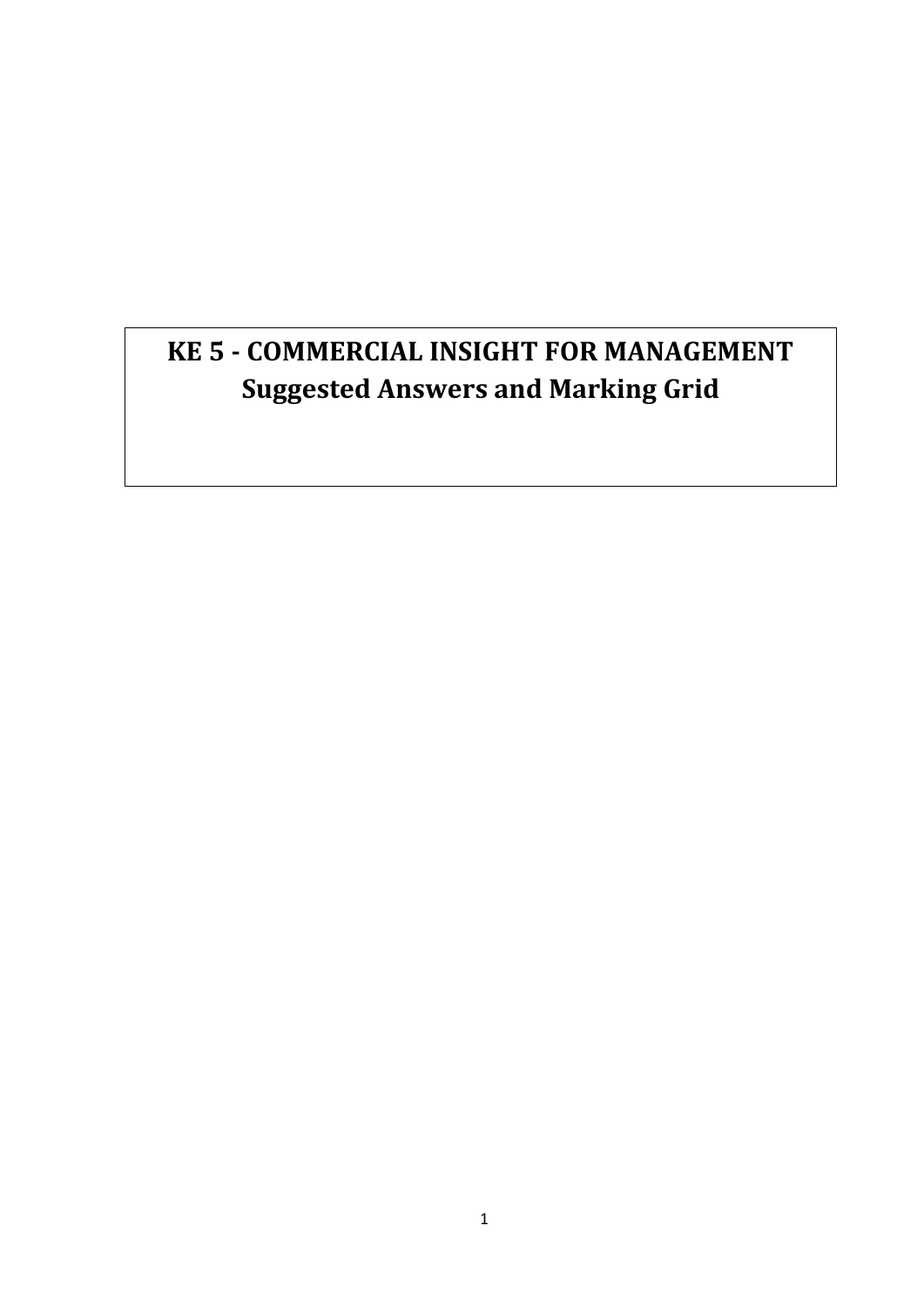# KE 5 - COMMERCIAL INSIGHT FOR MANAGEMENT
## Suggested Answers and Marking Grid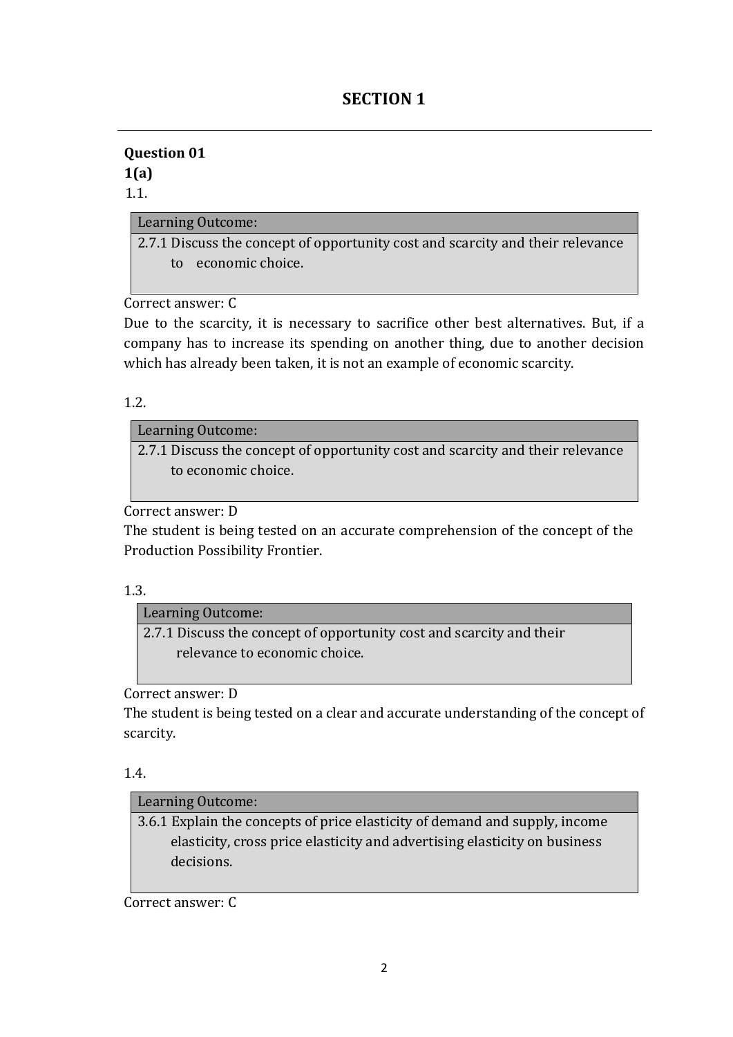## SECTION 1

---

**Question 01**

**1(a)**

1.1.

| Learning Outcome: |
| --- |
| 2.7.1 Discuss the concept of opportunity cost and scarcity and their relevance to economic choice. |

Correct answer: C

Due to the scarcity, it is necessary to sacrifice other best alternatives. But, if a company has to increase its spending on another thing, due to another decision which has already been taken, it is not an example of economic scarcity.

1.2.

| Learning Outcome: |
| --- |
| 2.7.1 Discuss the concept of opportunity cost and scarcity and their relevance to economic choice. |

Correct answer: D

The student is being tested on an accurate comprehension of the concept of the Production Possibility Frontier.

1.3.

| Learning Outcome: |
| --- |
| 2.7.1 Discuss the concept of opportunity cost and scarcity and their relevance to economic choice. |

Correct answer: D

The student is being tested on a clear and accurate understanding of the concept of scarcity.

1.4.

| Learning Outcome: |
| --- |
| 3.6.1 Explain the concepts of price elasticity of demand and supply, income elasticity, cross price elasticity and advertising elasticity on business decisions. |

Correct answer: C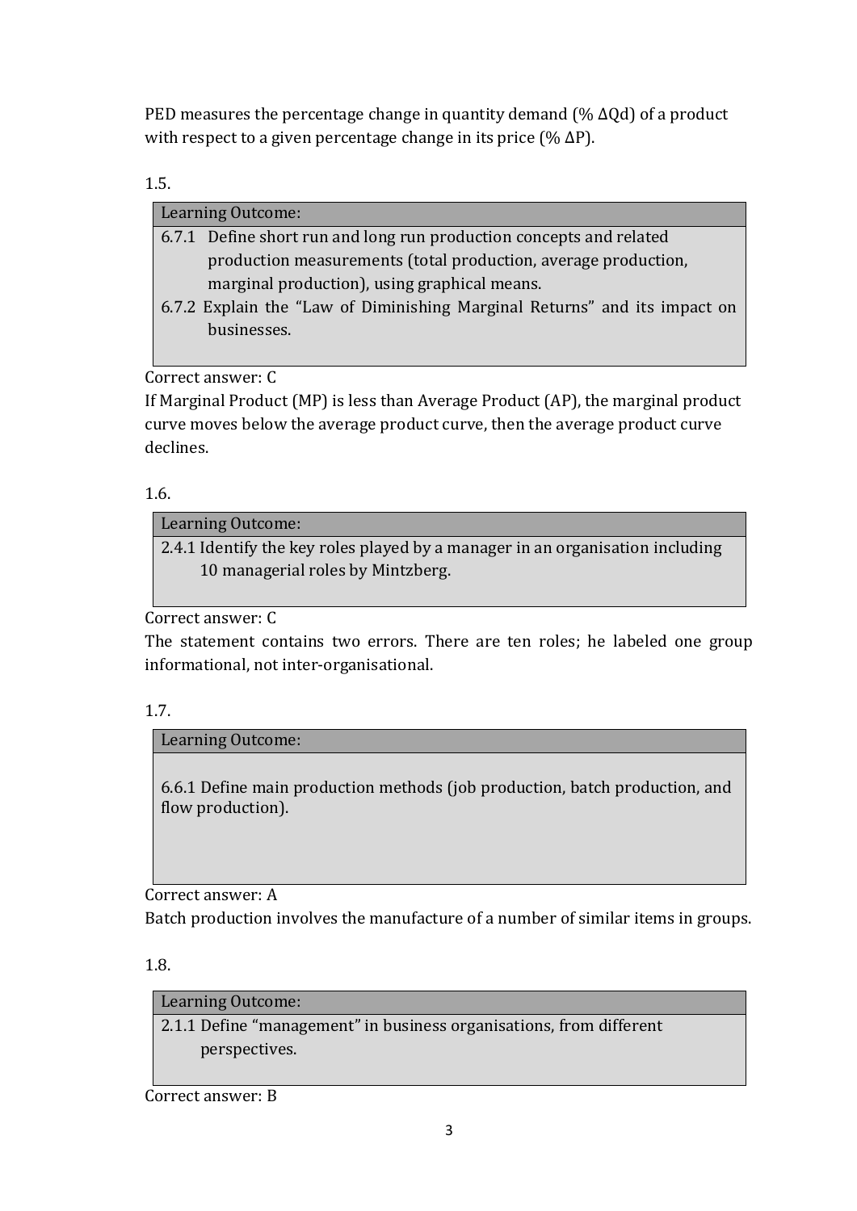PED measures the percentage change in quantity demand (% $\Delta Qd$) of a product with respect to a given percentage change in its price (% $\Delta P$).

1.5.

| Learning Outcome: |
|---|
| 6.7.1 Define short run and long run production concepts and related production measurements (total production, average production, marginal production), using graphical means.<br>6.7.2 Explain the "Law of Diminishing Marginal Returns" and its impact on businesses. |

Correct answer: C

If Marginal Product (MP) is less than Average Product (AP), the marginal product curve moves below the average product curve, then the average product curve declines.

1.6.

| Learning Outcome: |
|---|
| 2.4.1 Identify the key roles played by a manager in an organisation including 10 managerial roles by Mintzberg. |

Correct answer: C

The statement contains two errors. There are ten roles; he labeled one group informational, not inter-organisational.

1.7.

| Learning Outcome: |
|---|
| 6.6.1 Define main production methods (job production, batch production, and flow production). |

Correct answer: A

Batch production involves the manufacture of a number of similar items in groups.

1.8.

| Learning Outcome: |
|---|
| 2.1.1 Define "management" in business organisations, from different perspectives. |

Correct answer: B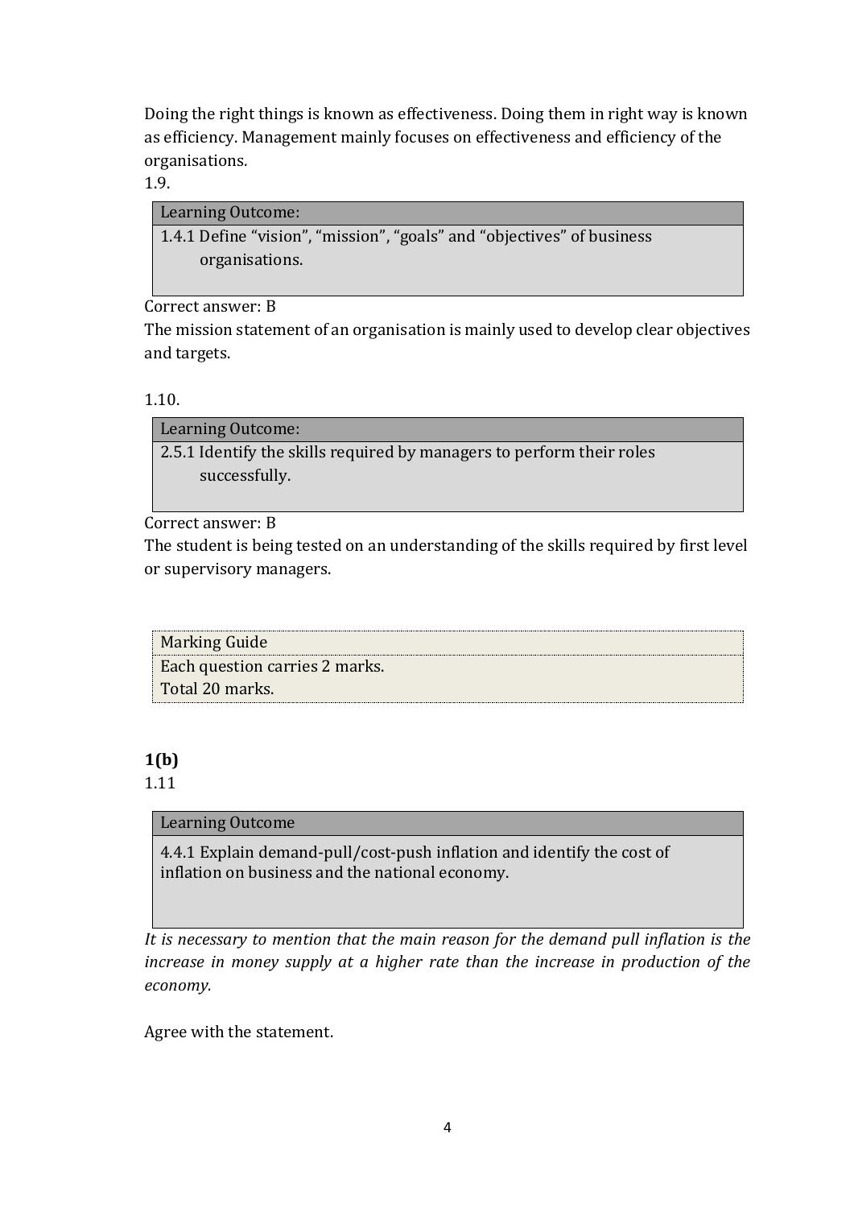Doing the right things is known as effectiveness. Doing them in right way is known as efficiency. Management mainly focuses on effectiveness and efficiency of the organisations.

1.9.

| Learning Outcome: |
| --- |
| 1.4.1 Define "vision", "mission", "goals" and "objectives" of business organisations. |

Correct answer: B

The mission statement of an organisation is mainly used to develop clear objectives and targets.

1.10.

| Learning Outcome: |
| --- |
| 2.5.1 Identify the skills required by managers to perform their roles successfully. |

Correct answer: B

The student is being tested on an understanding of the skills required by first level or supervisory managers.

| Marking Guide |
| --- |
| Each question carries 2 marks.<br>Total 20 marks. |

**1(b)**

1.11

| Learning Outcome |
| --- |
| 4.4.1 Explain demand-pull/cost-push inflation and identify the cost of inflation on business and the national economy. |

*It is necessary to mention that the main reason for the demand pull inflation is the increase in money supply at a higher rate than the increase in production of the economy.*

Agree with the statement.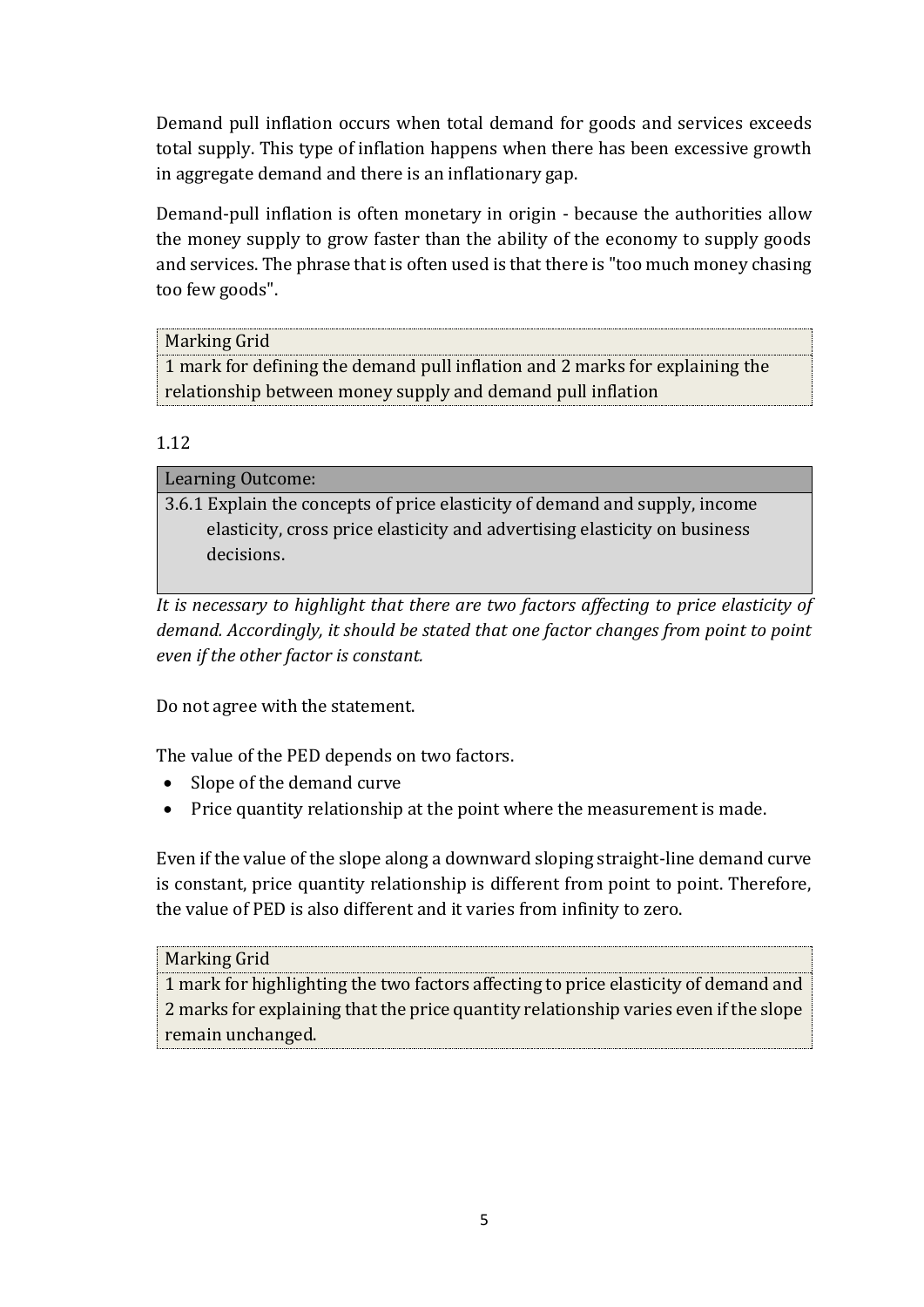Demand pull inflation occurs when total demand for goods and services exceeds total supply. This type of inflation happens when there has been excessive growth in aggregate demand and there is an inflationary gap.

Demand-pull inflation is often monetary in origin - because the authorities allow the money supply to grow faster than the ability of the economy to supply goods and services. The phrase that is often used is that there is "too much money chasing too few goods".

| Marking Grid |
|---|
| 1 mark for defining the demand pull inflation and 2 marks for explaining the relationship between money supply and demand pull inflation |

1.12

| Learning Outcome: |
|---|
| 3.6.1 Explain the concepts of price elasticity of demand and supply, income elasticity, cross price elasticity and advertising elasticity on business decisions. |

*It is necessary to highlight that there are two factors affecting to price elasticity of demand. Accordingly, it should be stated that one factor changes from point to point even if the other factor is constant.*

Do not agree with the statement.

The value of the PED depends on two factors.

- Slope of the demand curve
- Price quantity relationship at the point where the measurement is made.

Even if the value of the slope along a downward sloping straight-line demand curve is constant, price quantity relationship is different from point to point. Therefore, the value of PED is also different and it varies from infinity to zero.

| Marking Grid |
|---|
| 1 mark for highlighting the two factors affecting to price elasticity of demand and 2 marks for explaining that the price quantity relationship varies even if the slope remain unchanged. |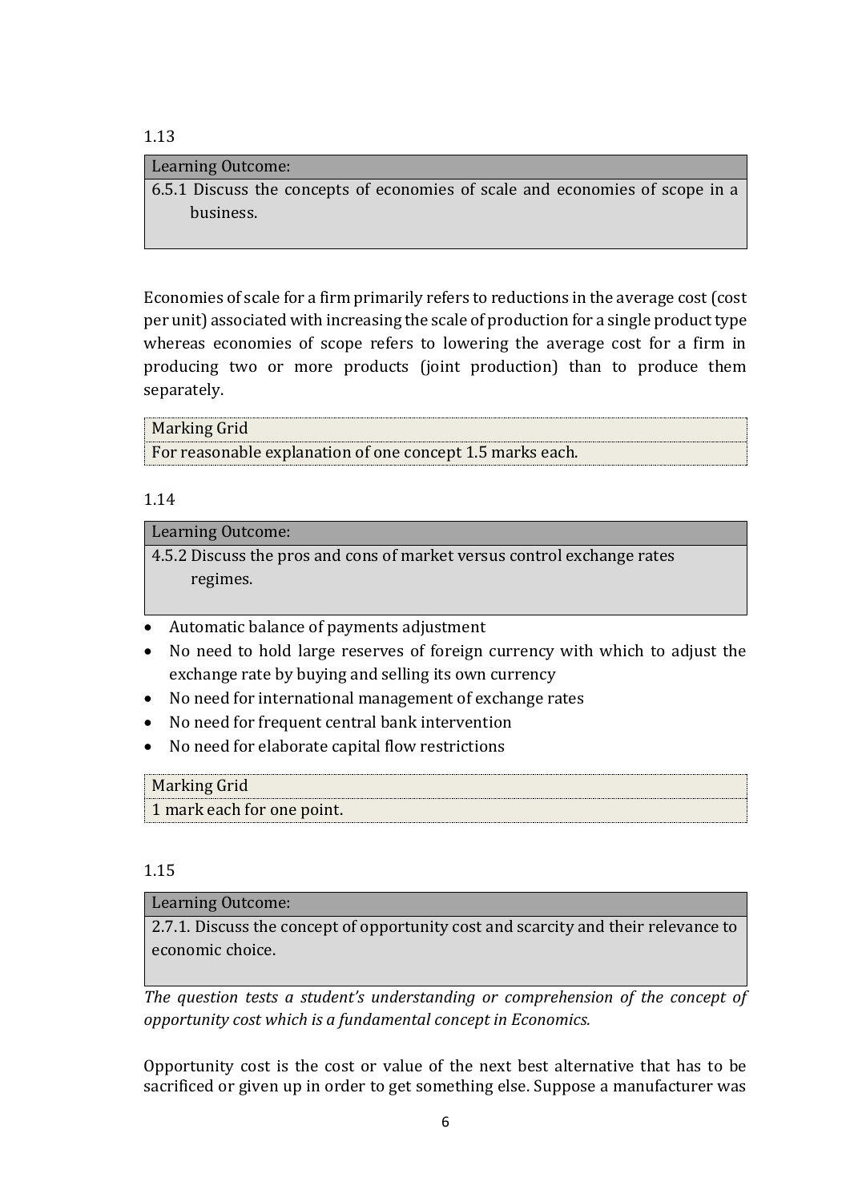1.13

| Learning Outcome: |
|---|
| 6.5.1 Discuss the concepts of economies of scale and economies of scope in a business. |

Economies of scale for a firm primarily refers to reductions in the average cost (cost per unit) associated with increasing the scale of production for a single product type whereas economies of scope refers to lowering the average cost for a firm in producing two or more products (joint production) than to produce them separately.

| Marking Grid |
|---|
| For reasonable explanation of one concept 1.5 marks each. |

1.14

| Learning Outcome: |
|---|
| 4.5.2 Discuss the pros and cons of market versus control exchange rates regimes. |

- Automatic balance of payments adjustment
- No need to hold large reserves of foreign currency with which to adjust the exchange rate by buying and selling its own currency
- No need for international management of exchange rates
- No need for frequent central bank intervention
- No need for elaborate capital flow restrictions

| Marking Grid |
|---|
| 1 mark each for one point. |

1.15

| Learning Outcome: |
|---|
| 2.7.1. Discuss the concept of opportunity cost and scarcity and their relevance to economic choice. |

*The question tests a student's understanding or comprehension of the concept of opportunity cost which is a fundamental concept in Economics.*

Opportunity cost is the cost or value of the next best alternative that has to be sacrificed or given up in order to get something else. Suppose a manufacturer was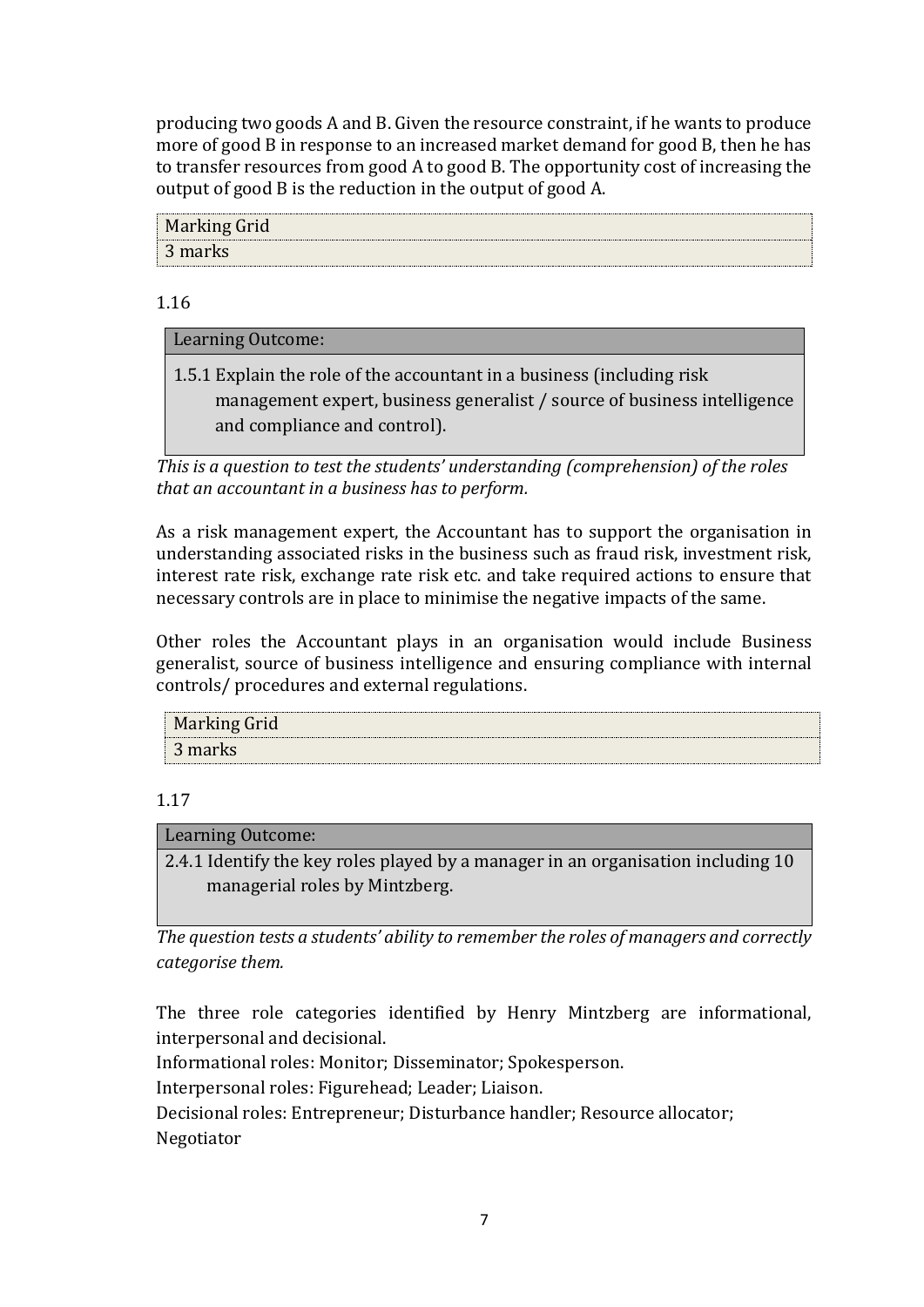producing two goods A and B. Given the resource constraint, if he wants to produce more of good B in response to an increased market demand for good B, then he has to transfer resources from good A to good B. The opportunity cost of increasing the output of good B is the reduction in the output of good A.

| Marking Grid |
|---|
| 3 marks |

1.16

| Learning Outcome: |
|---|
| 1.5.1 Explain the role of the accountant in a business (including risk management expert, business generalist / source of business intelligence and compliance and control). |

*This is a question to test the students' understanding (comprehension) of the roles that an accountant in a business has to perform.*

As a risk management expert, the Accountant has to support the organisation in understanding associated risks in the business such as fraud risk, investment risk, interest rate risk, exchange rate risk etc. and take required actions to ensure that necessary controls are in place to minimise the negative impacts of the same.

Other roles the Accountant plays in an organisation would include Business generalist, source of business intelligence and ensuring compliance with internal controls/ procedures and external regulations.

| Marking Grid |
|---|
| 3 marks |

1.17

| Learning Outcome: |
|---|
| 2.4.1 Identify the key roles played by a manager in an organisation including 10 managerial roles by Mintzberg. |

*The question tests a students' ability to remember the roles of managers and correctly categorise them.*

The three role categories identified by Henry Mintzberg are informational, interpersonal and decisional.

Informational roles: Monitor; Disseminator; Spokesperson.

Interpersonal roles: Figurehead; Leader; Liaison.

Decisional roles: Entrepreneur; Disturbance handler; Resource allocator; Negotiator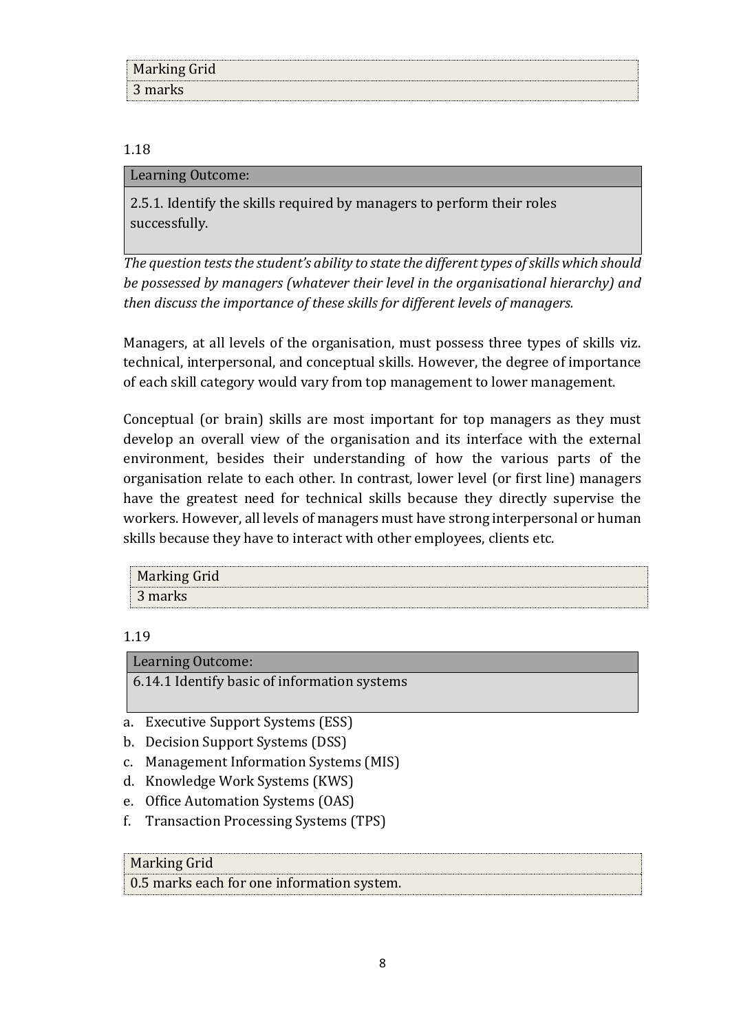| Marking Grid |
| --- |
| 3 marks |

1.18

| Learning Outcome: |
| --- |
| 2.5.1. Identify the skills required by managers to perform their roles successfully. |

*The question tests the student's ability to state the different types of skills which should be possessed by managers (whatever their level in the organisational hierarchy) and then discuss the importance of these skills for different levels of managers.*

Managers, at all levels of the organisation, must possess three types of skills viz. technical, interpersonal, and conceptual skills. However, the degree of importance of each skill category would vary from top management to lower management.

Conceptual (or brain) skills are most important for top managers as they must develop an overall view of the organisation and its interface with the external environment, besides their understanding of how the various parts of the organisation relate to each other. In contrast, lower level (or first line) managers have the greatest need for technical skills because they directly supervise the workers. However, all levels of managers must have strong interpersonal or human skills because they have to interact with other employees, clients etc.

| Marking Grid |
| --- |
| 3 marks |

1.19

| Learning Outcome: |
| --- |
| 6.14.1 Identify basic of information systems |

a. Executive Support Systems (ESS)
b. Decision Support Systems (DSS)
c. Management Information Systems (MIS)
d. Knowledge Work Systems (KWS)
e. Office Automation Systems (OAS)
f. Transaction Processing Systems (TPS)

| Marking Grid |
| --- |
| 0.5 marks each for one information system. |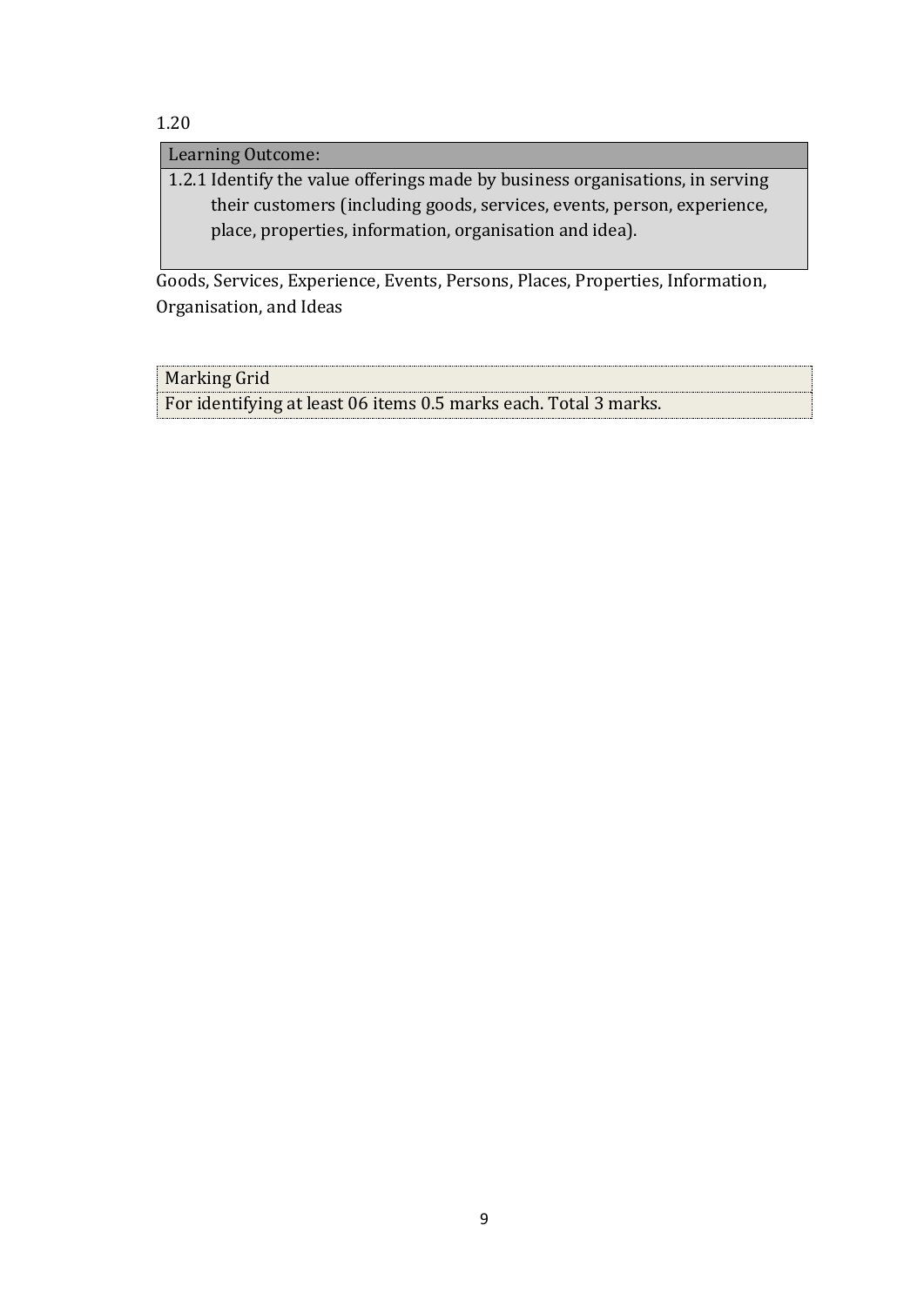1.20

| Learning Outcome: |
|---|
| 1.2.1 Identify the value offerings made by business organisations, in serving their customers (including goods, services, events, person, experience, place, properties, information, organisation and idea). |

Goods, Services, Experience, Events, Persons, Places, Properties, Information, Organisation, and Ideas

| Marking Grid |
|---|
| For identifying at least 06 items 0.5 marks each. Total 3 marks. |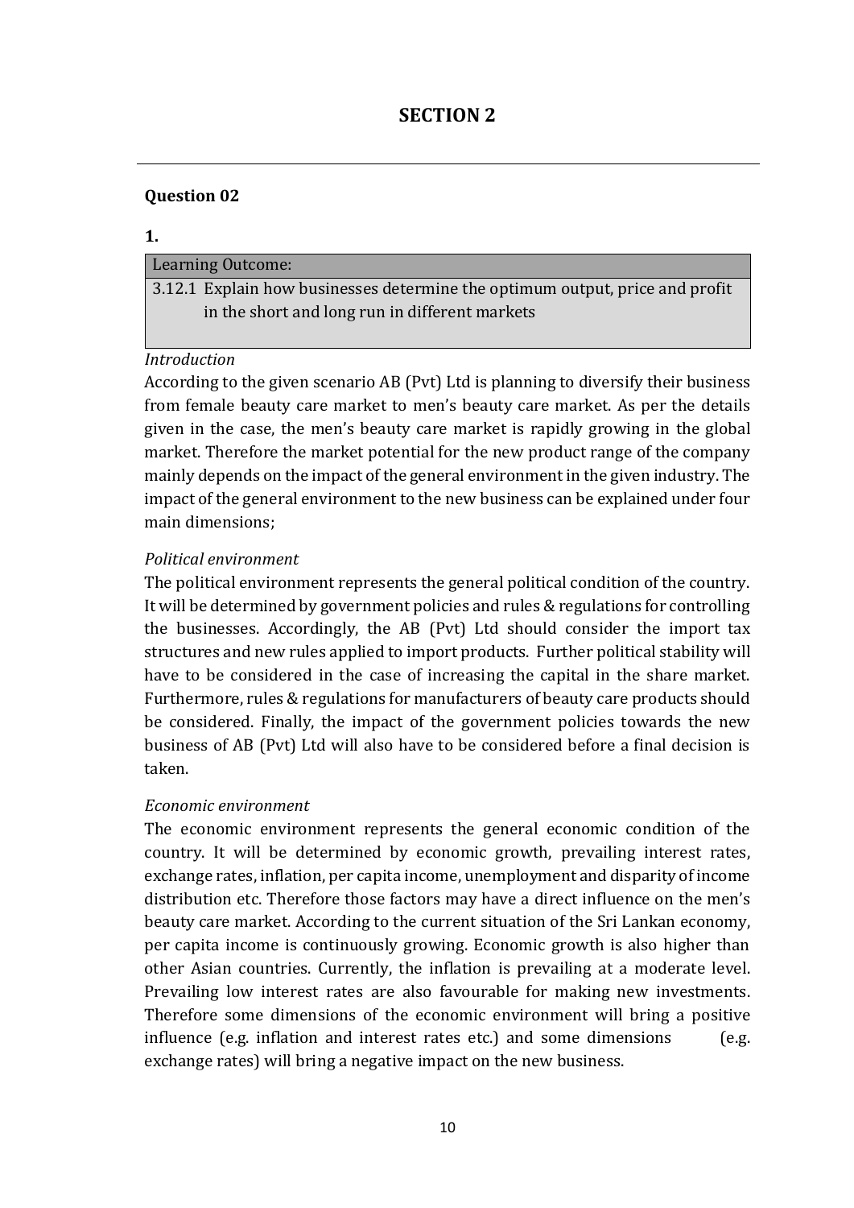# SECTION 2

---

**Question 02**

**1.**

| Learning Outcome: |
|---|
| 3.12.1 Explain how businesses determine the optimum output, price and profit in the short and long run in different markets |

*Introduction*

According to the given scenario AB (Pvt) Ltd is planning to diversify their business from female beauty care market to men's beauty care market. As per the details given in the case, the men's beauty care market is rapidly growing in the global market. Therefore the market potential for the new product range of the company mainly depends on the impact of the general environment in the given industry. The impact of the general environment to the new business can be explained under four main dimensions;

*Political environment*

The political environment represents the general political condition of the country. It will be determined by government policies and rules & regulations for controlling the businesses. Accordingly, the AB (Pvt) Ltd should consider the import tax structures and new rules applied to import products. Further political stability will have to be considered in the case of increasing the capital in the share market. Furthermore, rules & regulations for manufacturers of beauty care products should be considered. Finally, the impact of the government policies towards the new business of AB (Pvt) Ltd will also have to be considered before a final decision is taken.

*Economic environment*

The economic environment represents the general economic condition of the country. It will be determined by economic growth, prevailing interest rates, exchange rates, inflation, per capita income, unemployment and disparity of income distribution etc. Therefore those factors may have a direct influence on the men's beauty care market. According to the current situation of the Sri Lankan economy, per capita income is continuously growing. Economic growth is also higher than other Asian countries. Currently, the inflation is prevailing at a moderate level. Prevailing low interest rates are also favourable for making new investments. Therefore some dimensions of the economic environment will bring a positive influence (e.g. inflation and interest rates etc.) and some dimensions (e.g. exchange rates) will bring a negative impact on the new business.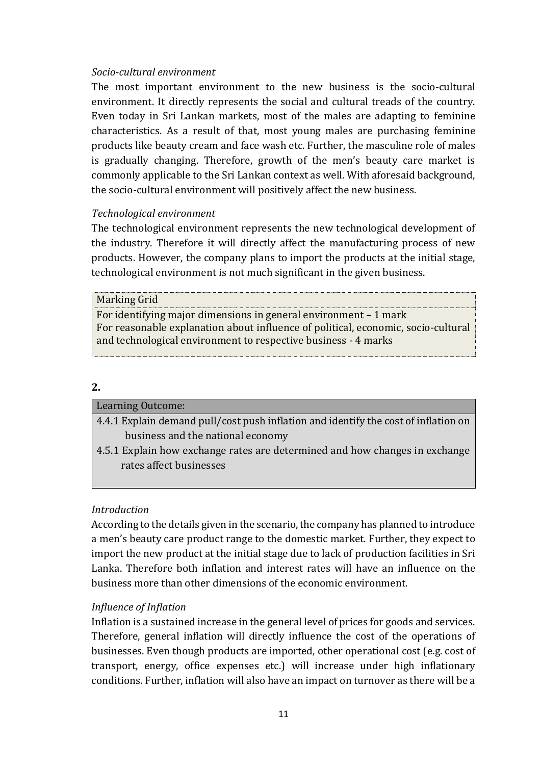*Socio-cultural environment*

The most important environment to the new business is the socio-cultural environment. It directly represents the social and cultural treads of the country. Even today in Sri Lankan markets, most of the males are adapting to feminine characteristics. As a result of that, most young males are purchasing feminine products like beauty cream and face wash etc. Further, the masculine role of males is gradually changing. Therefore, growth of the men's beauty care market is commonly applicable to the Sri Lankan context as well. With aforesaid background, the socio-cultural environment will positively affect the new business.

*Technological environment*

The technological environment represents the new technological development of the industry. Therefore it will directly affect the manufacturing process of new products. However, the company plans to import the products at the initial stage, technological environment is not much significant in the given business.

| Marking Grid |
| --- |
| For identifying major dimensions in general environment – 1 mark<br>For reasonable explanation about influence of political, economic, socio-cultural and technological environment to respective business - 4 marks |

**2.**

| Learning Outcome: |
| --- |
| 4.4.1 Explain demand pull/cost push inflation and identify the cost of inflation on business and the national economy<br>4.5.1 Explain how exchange rates are determined and how changes in exchange rates affect businesses |

*Introduction*

According to the details given in the scenario, the company has planned to introduce a men's beauty care product range to the domestic market. Further, they expect to import the new product at the initial stage due to lack of production facilities in Sri Lanka. Therefore both inflation and interest rates will have an influence on the business more than other dimensions of the economic environment.

*Influence of Inflation*

Inflation is a sustained increase in the general level of prices for goods and services. Therefore, general inflation will directly influence the cost of the operations of businesses. Even though products are imported, other operational cost (e.g. cost of transport, energy, office expenses etc.) will increase under high inflationary conditions. Further, inflation will also have an impact on turnover as there will be a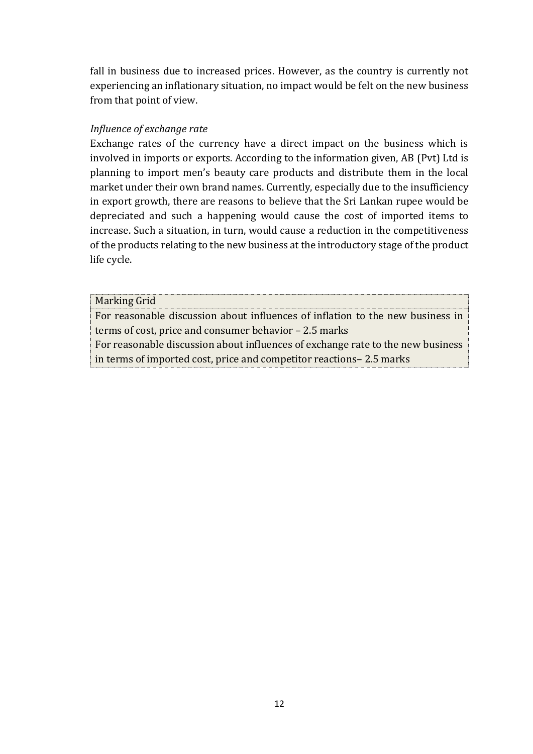fall in business due to increased prices. However, as the country is currently not experiencing an inflationary situation, no impact would be felt on the new business from that point of view.

*Influence of exchange rate*

Exchange rates of the currency have a direct impact on the business which is involved in imports or exports. According to the information given, AB (Pvt) Ltd is planning to import men's beauty care products and distribute them in the local market under their own brand names. Currently, especially due to the insufficiency in export growth, there are reasons to believe that the Sri Lankan rupee would be depreciated and such a happening would cause the cost of imported items to increase. Such a situation, in turn, would cause a reduction in the competitiveness of the products relating to the new business at the introductory stage of the product life cycle.

| Marking Grid |
| --- |
| For reasonable discussion about influences of inflation to the new business in terms of cost, price and consumer behavior – 2.5 marks<br>For reasonable discussion about influences of exchange rate to the new business in terms of imported cost, price and competitor reactions– 2.5 marks |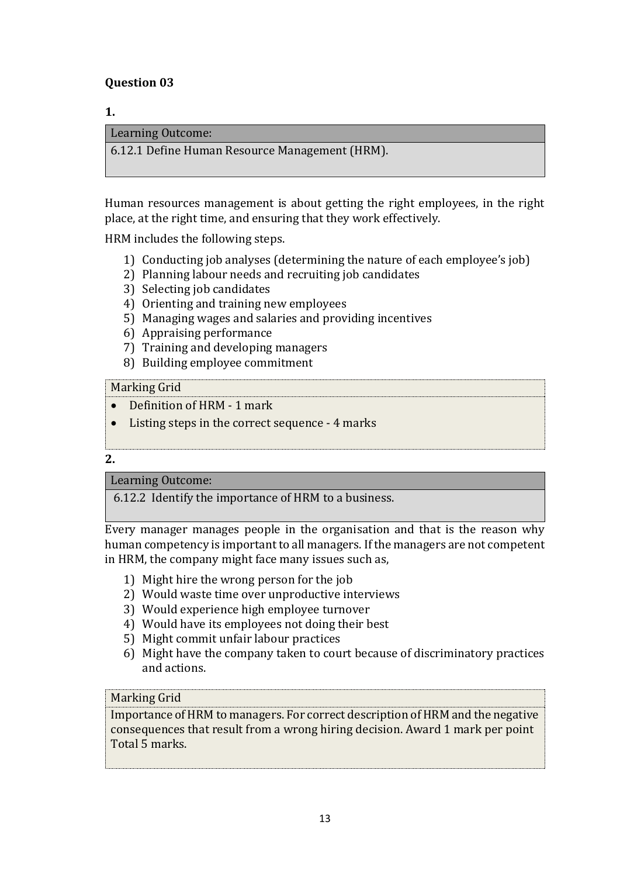**Question 03**

**1.**

| Learning Outcome: |
| --- |
| 6.12.1 Define Human Resource Management (HRM). |

Human resources management is about getting the right employees, in the right place, at the right time, and ensuring that they work effectively.

HRM includes the following steps.

1) Conducting job analyses (determining the nature of each employee's job)
2) Planning labour needs and recruiting job candidates
3) Selecting job candidates
4) Orienting and training new employees
5) Managing wages and salaries and providing incentives
6) Appraising performance
7) Training and developing managers
8) Building employee commitment

| Marking Grid |
| --- |
| • Definition of HRM - 1 mark<br>• Listing steps in the correct sequence - 4 marks |

**2.**

| Learning Outcome: |
| --- |
| 6.12.2 Identify the importance of HRM to a business. |

Every manager manages people in the organisation and that is the reason why human competency is important to all managers. If the managers are not competent in HRM, the company might face many issues such as,

1) Might hire the wrong person for the job
2) Would waste time over unproductive interviews
3) Would experience high employee turnover
4) Would have its employees not doing their best
5) Might commit unfair labour practices
6) Might have the company taken to court because of discriminatory practices and actions.

| Marking Grid |
| --- |
| Importance of HRM to managers. For correct description of HRM and the negative consequences that result from a wrong hiring decision. Award 1 mark per point Total 5 marks. |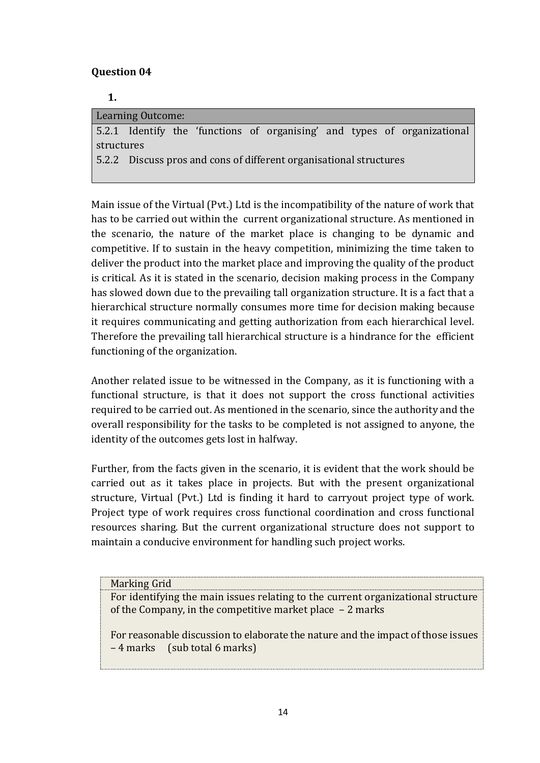**Question 04**

1.

| Learning Outcome: |
|---|
| 5.2.1 Identify the 'functions of organising' and types of organizational structures<br>5.2.2 Discuss pros and cons of different organisational structures |

Main issue of the Virtual (Pvt.) Ltd is the incompatibility of the nature of work that has to be carried out within the current organizational structure. As mentioned in the scenario, the nature of the market place is changing to be dynamic and competitive. If to sustain in the heavy competition, minimizing the time taken to deliver the product into the market place and improving the quality of the product is critical. As it is stated in the scenario, decision making process in the Company has slowed down due to the prevailing tall organization structure. It is a fact that a hierarchical structure normally consumes more time for decision making because it requires communicating and getting authorization from each hierarchical level. Therefore the prevailing tall hierarchical structure is a hindrance for the efficient functioning of the organization.

Another related issue to be witnessed in the Company, as it is functioning with a functional structure, is that it does not support the cross functional activities required to be carried out. As mentioned in the scenario, since the authority and the overall responsibility for the tasks to be completed is not assigned to anyone, the identity of the outcomes gets lost in halfway.

Further, from the facts given in the scenario, it is evident that the work should be carried out as it takes place in projects. But with the present organizational structure, Virtual (Pvt.) Ltd is finding it hard to carryout project type of work. Project type of work requires cross functional coordination and cross functional resources sharing. But the current organizational structure does not support to maintain a conducive environment for handling such project works.

| Marking Grid |
|---|
| For identifying the main issues relating to the current organizational structure of the Company, in the competitive market place – 2 marks<br><br>For reasonable discussion to elaborate the nature and the impact of those issues – 4 marks (sub total 6 marks) |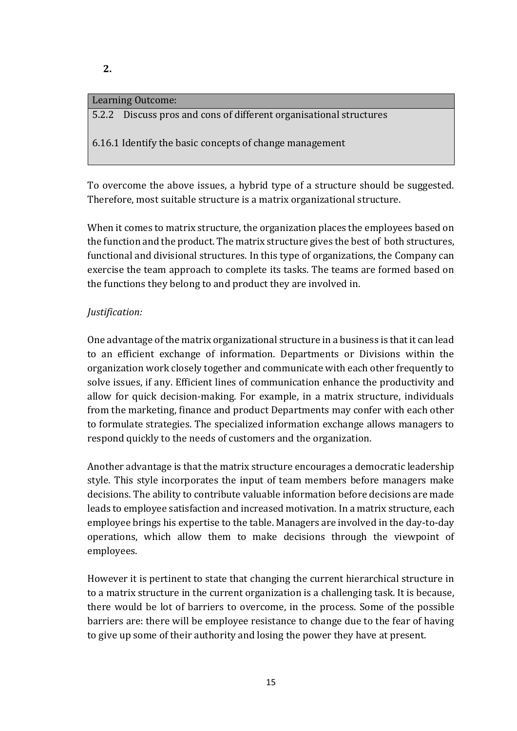**2.**

| Learning Outcome: |
|---|
| 5.2.2 Discuss pros and cons of different organisational structures<br><br>6.16.1 Identify the basic concepts of change management |

To overcome the above issues, a hybrid type of a structure should be suggested. Therefore, most suitable structure is a matrix organizational structure.

When it comes to matrix structure, the organization places the employees based on the function and the product. The matrix structure gives the best of both structures, functional and divisional structures. In this type of organizations, the Company can exercise the team approach to complete its tasks. The teams are formed based on the functions they belong to and product they are involved in.

*Justification:*

One advantage of the matrix organizational structure in a business is that it can lead to an efficient exchange of information. Departments or Divisions within the organization work closely together and communicate with each other frequently to solve issues, if any. Efficient lines of communication enhance the productivity and allow for quick decision-making. For example, in a matrix structure, individuals from the marketing, finance and product Departments may confer with each other to formulate strategies. The specialized information exchange allows managers to respond quickly to the needs of customers and the organization.

Another advantage is that the matrix structure encourages a democratic leadership style. This style incorporates the input of team members before managers make decisions. The ability to contribute valuable information before decisions are made leads to employee satisfaction and increased motivation. In a matrix structure, each employee brings his expertise to the table. Managers are involved in the day-to-day operations, which allow them to make decisions through the viewpoint of employees.

However it is pertinent to state that changing the current hierarchical structure in to a matrix structure in the current organization is a challenging task. It is because, there would be lot of barriers to overcome, in the process. Some of the possible barriers are: there will be employee resistance to change due to the fear of having to give up some of their authority and losing the power they have at present.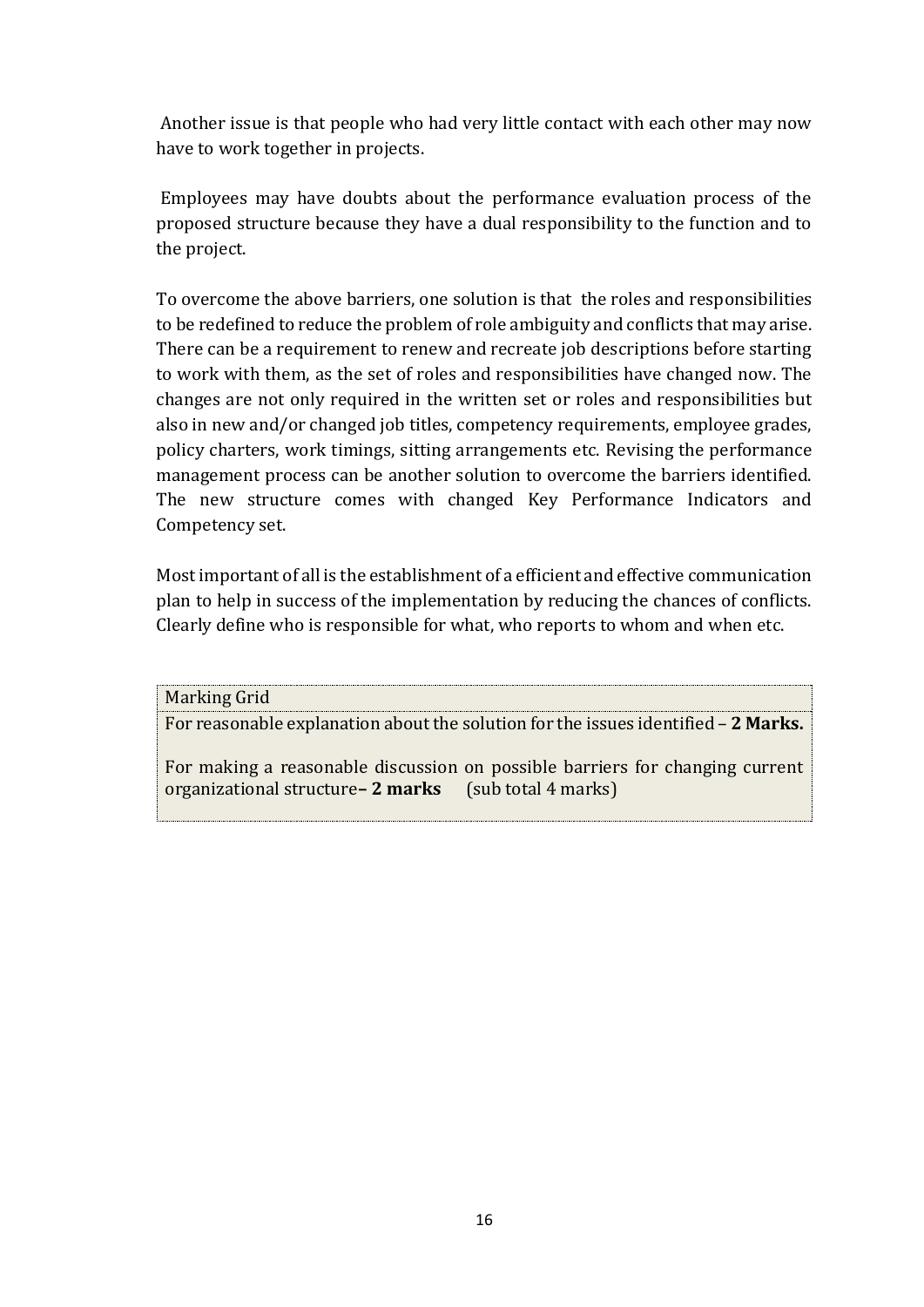Another issue is that people who had very little contact with each other may now have to work together in projects.

Employees may have doubts about the performance evaluation process of the proposed structure because they have a dual responsibility to the function and to the project.

To overcome the above barriers, one solution is that the roles and responsibilities to be redefined to reduce the problem of role ambiguity and conflicts that may arise. There can be a requirement to renew and recreate job descriptions before starting to work with them, as the set of roles and responsibilities have changed now. The changes are not only required in the written set or roles and responsibilities but also in new and/or changed job titles, competency requirements, employee grades, policy charters, work timings, sitting arrangements etc. Revising the performance management process can be another solution to overcome the barriers identified. The new structure comes with changed Key Performance Indicators and Competency set.

Most important of all is the establishment of a efficient and effective communication plan to help in success of the implementation by reducing the chances of conflicts. Clearly define who is responsible for what, who reports to whom and when etc.

| Marking Grid |
| --- |
| For reasonable explanation about the solution for the issues identified – **2 Marks.**<br><br>For making a reasonable discussion on possible barriers for changing current organizational structure**– 2 marks** (sub total 4 marks) |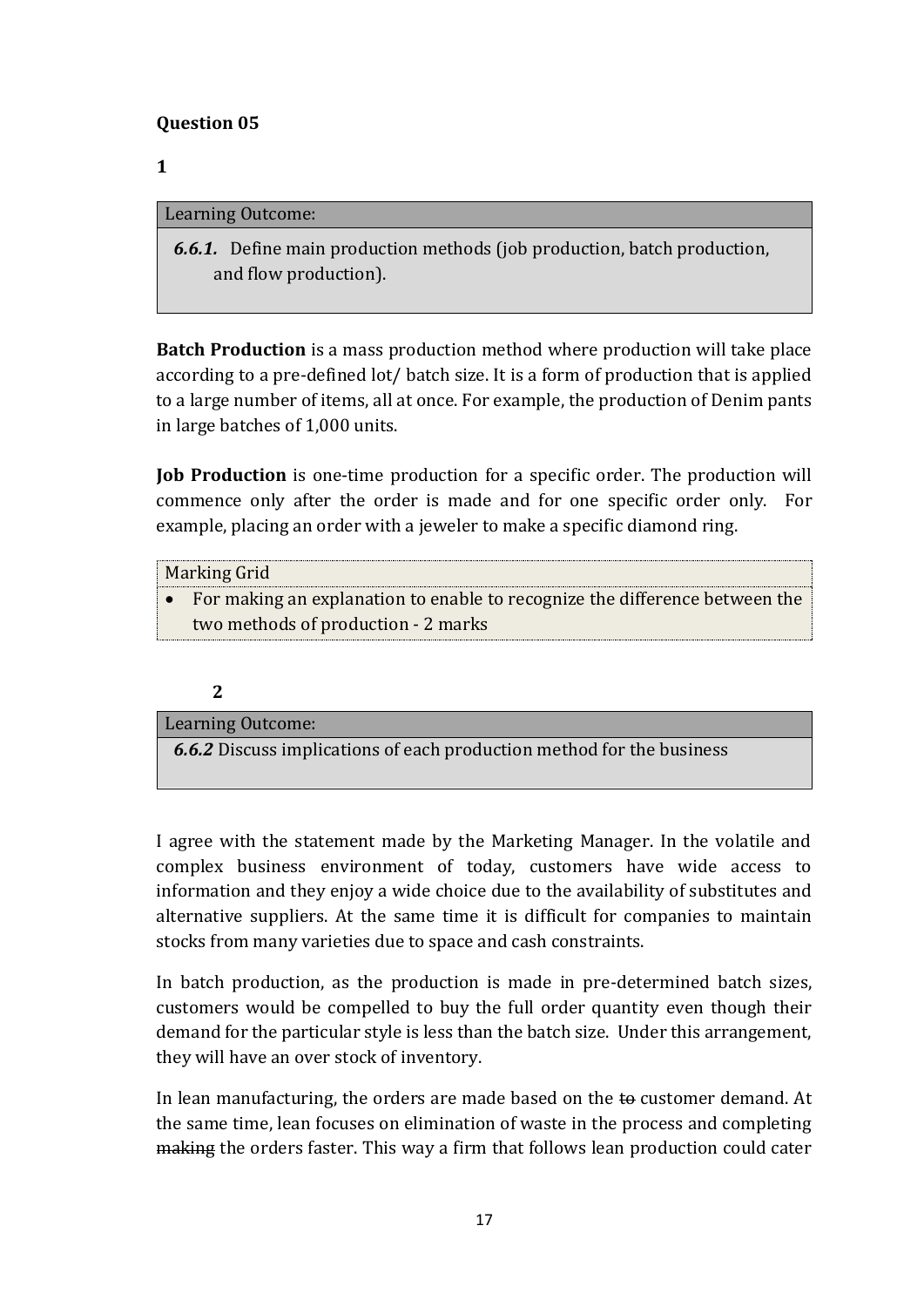**Question 05**

**1**

| Learning Outcome: |
| --- |
| ***6.6.1.*** Define main production methods (job production, batch production, and flow production). |

**Batch Production** is a mass production method where production will take place according to a pre-defined lot/ batch size. It is a form of production that is applied to a large number of items, all at once. For example, the production of Denim pants in large batches of 1,000 units.

**Job Production** is one-time production for a specific order. The production will commence only after the order is made and for one specific order only. For example, placing an order with a jeweler to make a specific diamond ring.

| Marking Grid |
| --- |
| • For making an explanation to enable to recognize the difference between the two methods of production - 2 marks |

**2**

| Learning Outcome: |
| --- |
| ***6.6.2*** Discuss implications of each production method for the business |

I agree with the statement made by the Marketing Manager. In the volatile and complex business environment of today, customers have wide access to information and they enjoy a wide choice due to the availability of substitutes and alternative suppliers. At the same time it is difficult for companies to maintain stocks from many varieties due to space and cash constraints.

In batch production, as the production is made in pre-determined batch sizes, customers would be compelled to buy the full order quantity even though their demand for the particular style is less than the batch size. Under this arrangement, they will have an over stock of inventory.

In lean manufacturing, the orders are made based on the ~~to~~ customer demand. At the same time, lean focuses on elimination of waste in the process and completing ~~making~~ the orders faster. This way a firm that follows lean production could cater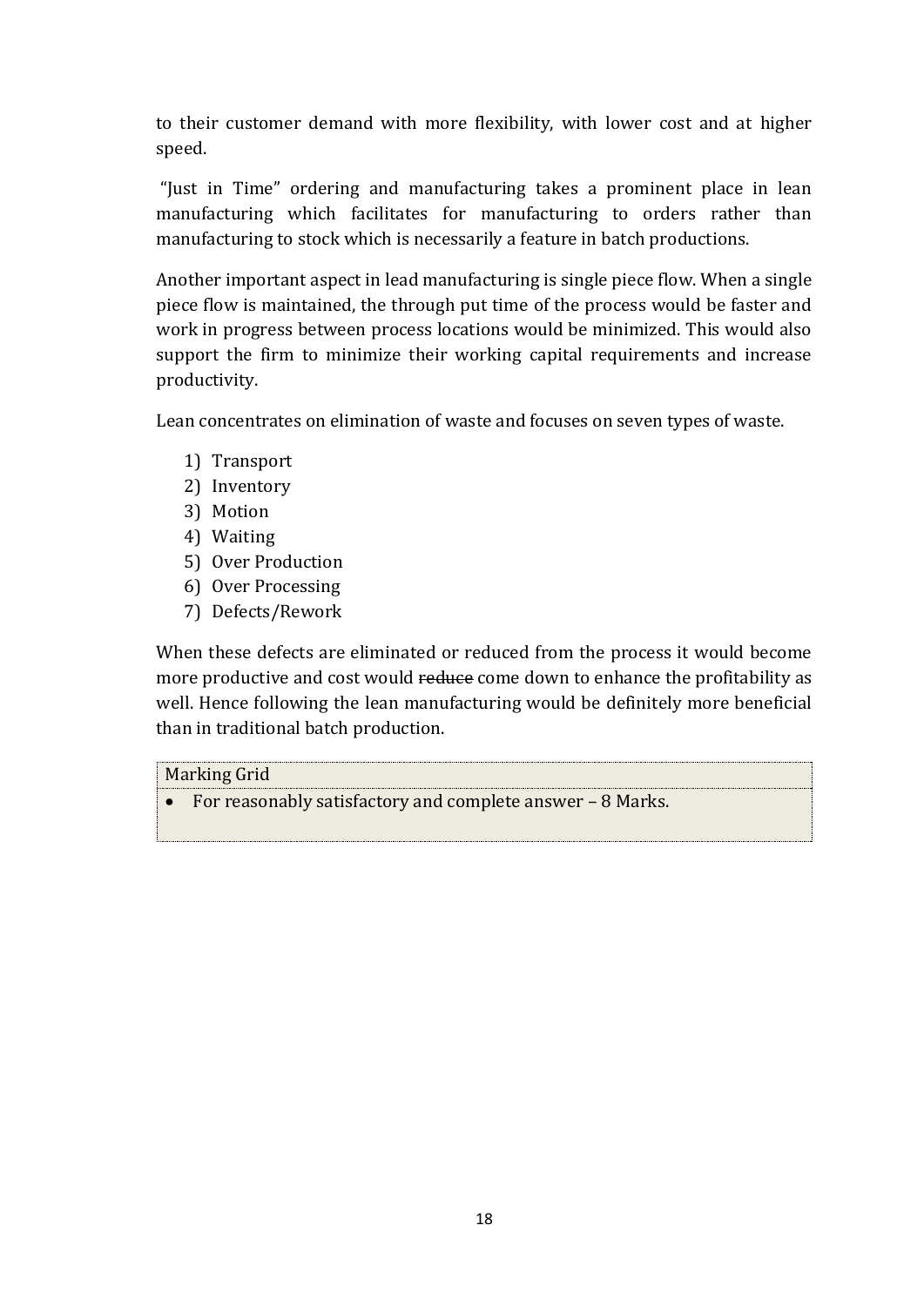to their customer demand with more flexibility, with lower cost and at higher speed.

"Just in Time" ordering and manufacturing takes a prominent place in lean manufacturing which facilitates for manufacturing to orders rather than manufacturing to stock which is necessarily a feature in batch productions.

Another important aspect in lead manufacturing is single piece flow. When a single piece flow is maintained, the through put time of the process would be faster and work in progress between process locations would be minimized. This would also support the firm to minimize their working capital requirements and increase productivity.

Lean concentrates on elimination of waste and focuses on seven types of waste.

1) Transport
2) Inventory
3) Motion
4) Waiting
5) Over Production
6) Over Processing
7) Defects/Rework

When these defects are eliminated or reduced from the process it would become more productive and cost would ~~reduce~~ come down to enhance the profitability as well. Hence following the lean manufacturing would be definitely more beneficial than in traditional batch production.

| Marking Grid |
|---|
| • For reasonably satisfactory and complete answer – 8 Marks. |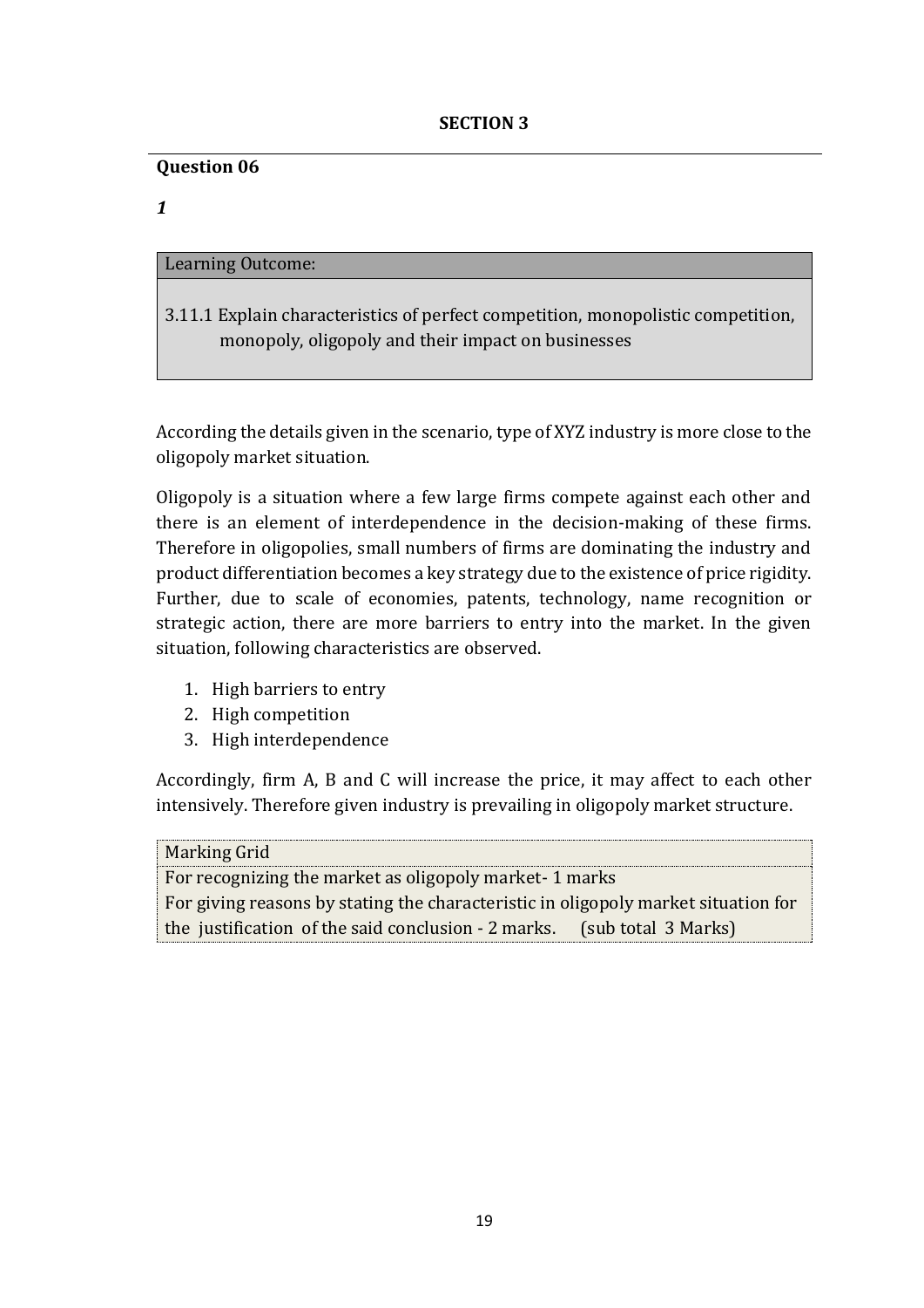**SECTION 3**

**Question 06**

***1***

| Learning Outcome: |
|---|
| 3.11.1 Explain characteristics of perfect competition, monopolistic competition, monopoly, oligopoly and their impact on businesses |

According the details given in the scenario, type of XYZ industry is more close to the oligopoly market situation.

Oligopoly is a situation where a few large firms compete against each other and there is an element of interdependence in the decision-making of these firms. Therefore in oligopolies, small numbers of firms are dominating the industry and product differentiation becomes a key strategy due to the existence of price rigidity. Further, due to scale of economies, patents, technology, name recognition or strategic action, there are more barriers to entry into the market. In the given situation, following characteristics are observed.

1. High barriers to entry
2. High competition
3. High interdependence

Accordingly, firm A, B and C will increase the price, it may affect to each other intensively. Therefore given industry is prevailing in oligopoly market structure.

| Marking Grid |
|---|
| For recognizing the market as oligopoly market- 1 marks<br>For giving reasons by stating the characteristic in oligopoly market situation for the justification of the said conclusion - 2 marks. (sub total 3 Marks) |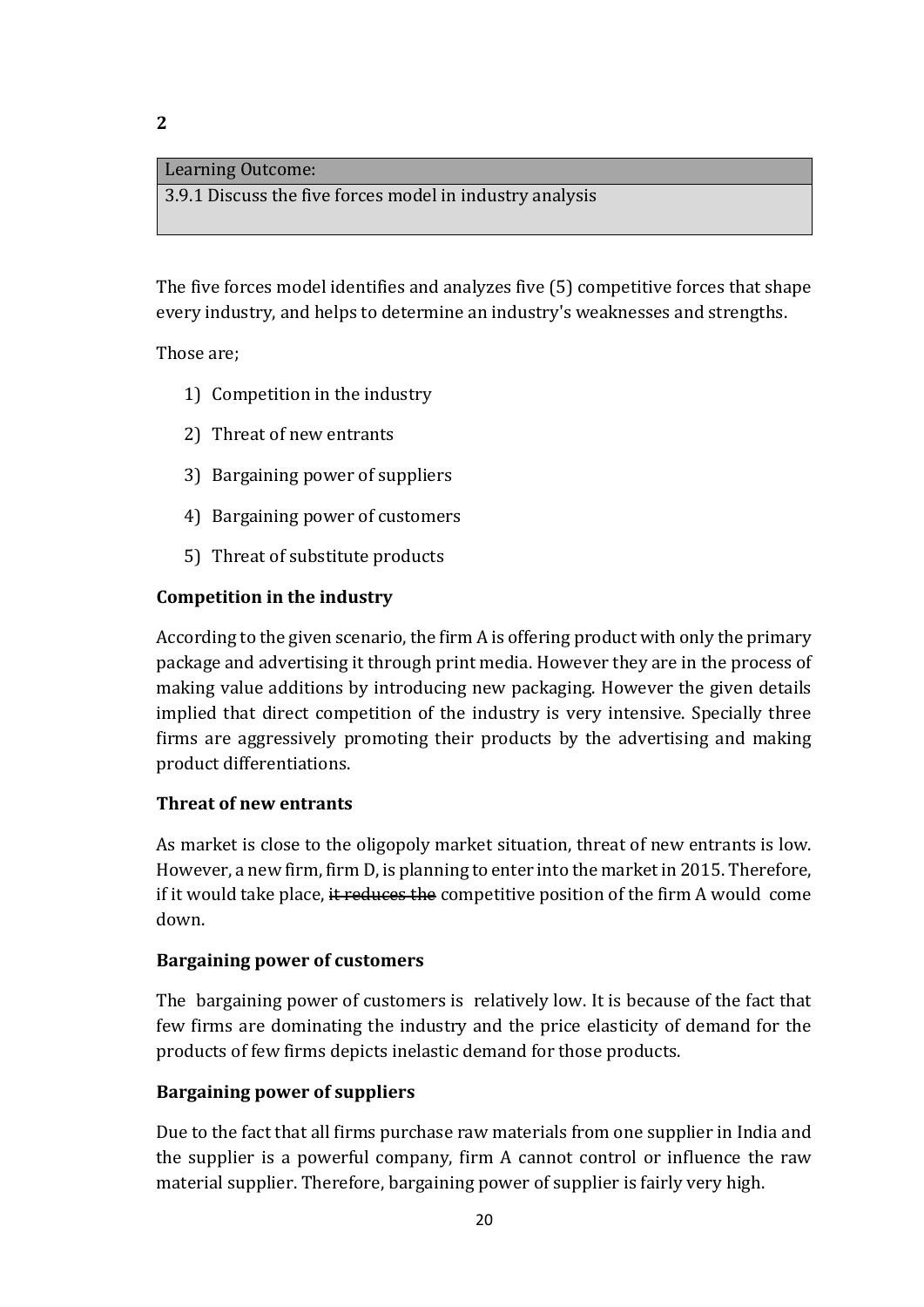**2**

| Learning Outcome: |
|---|
| 3.9.1 Discuss the five forces model in industry analysis |

The five forces model identifies and analyzes five (5) competitive forces that shape every industry, and helps to determine an industry's weaknesses and strengths.

Those are;

1) Competition in the industry
2) Threat of new entrants
3) Bargaining power of suppliers
4) Bargaining power of customers
5) Threat of substitute products

**Competition in the industry**

According to the given scenario, the firm A is offering product with only the primary package and advertising it through print media. However they are in the process of making value additions by introducing new packaging. However the given details implied that direct competition of the industry is very intensive. Specially three firms are aggressively promoting their products by the advertising and making product differentiations.

**Threat of new entrants**

As market is close to the oligopoly market situation, threat of new entrants is low. However, a new firm, firm D, is planning to enter into the market in 2015. Therefore, if it would take place, ~~it reduces the~~ competitive position of the firm A would come down.

**Bargaining power of customers**

The bargaining power of customers is relatively low. It is because of the fact that few firms are dominating the industry and the price elasticity of demand for the products of few firms depicts inelastic demand for those products.

**Bargaining power of suppliers**

Due to the fact that all firms purchase raw materials from one supplier in India and the supplier is a powerful company, firm A cannot control or influence the raw material supplier. Therefore, bargaining power of supplier is fairly very high.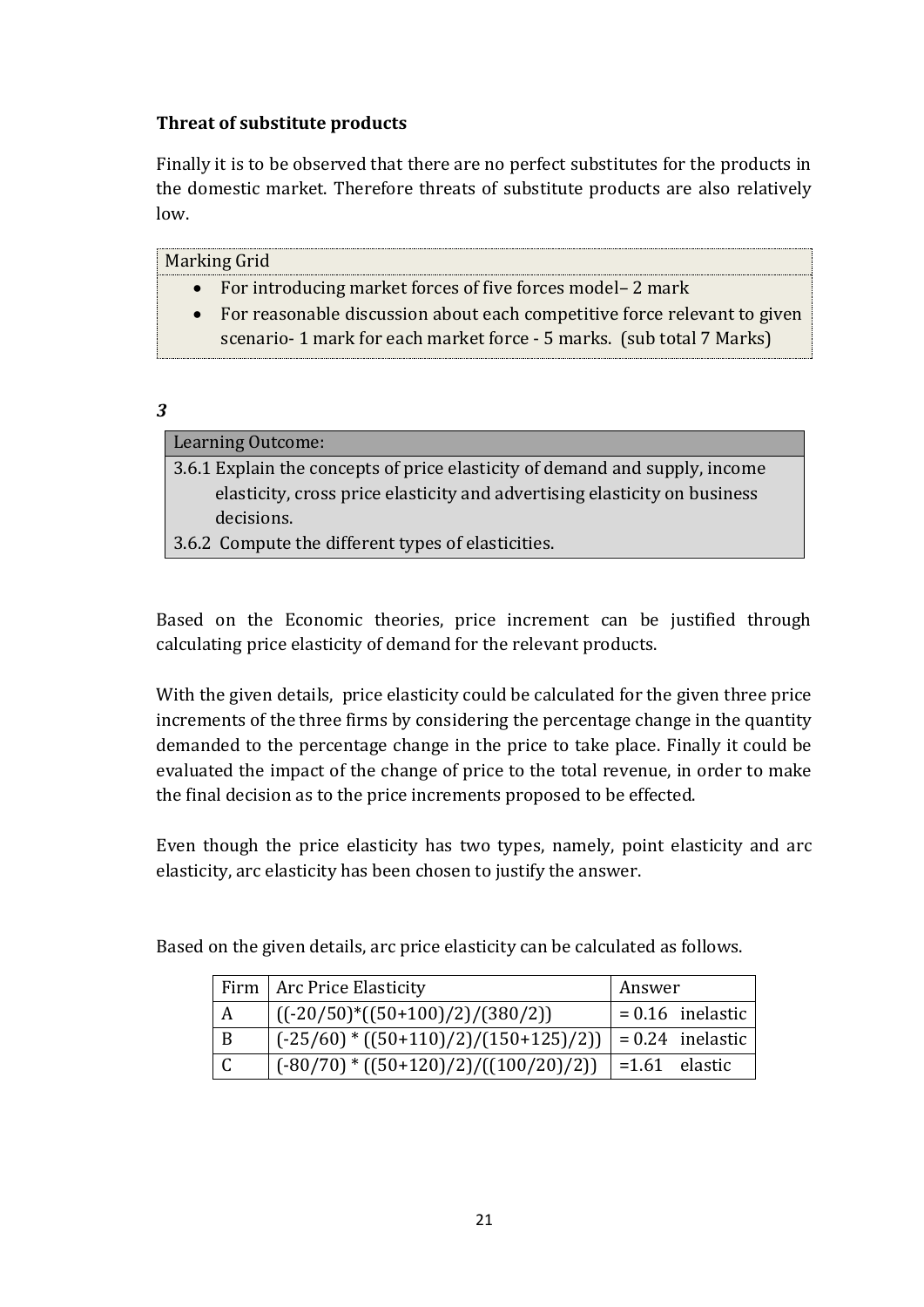**Threat of substitute products**

Finally it is to be observed that there are no perfect substitutes for the products in the domestic market. Therefore threats of substitute products are also relatively low.

| Marking Grid |
|---|
| • For introducing market forces of five forces model– 2 mark<br>• For reasonable discussion about each competitive force relevant to given scenario- 1 mark for each market force - 5 marks. (sub total 7 Marks) |

***3***

| Learning Outcome: |
|---|
| 3.6.1 Explain the concepts of price elasticity of demand and supply, income elasticity, cross price elasticity and advertising elasticity on business decisions.<br>3.6.2 Compute the different types of elasticities. |

Based on the Economic theories, price increment can be justified through calculating price elasticity of demand for the relevant products.

With the given details, price elasticity could be calculated for the given three price increments of the three firms by considering the percentage change in the quantity demanded to the percentage change in the price to take place. Finally it could be evaluated the impact of the change of price to the total revenue, in order to make the final decision as to the price increments proposed to be effected.

Even though the price elasticity has two types, namely, point elasticity and arc elasticity, arc elasticity has been chosen to justify the answer.

Based on the given details, arc price elasticity can be calculated as follows.

| Firm | Arc Price Elasticity | Answer |
|---|---|---|
| A | ((-20/50)*((50+100)/2)/(380/2)) | = 0.16 inelastic |
| B | (-25/60) * ((50+110)/2)/(150+125)/2)) | = 0.24 inelastic |
| C | (-80/70) * ((50+120)/2)/((100/20)/2)) | =1.61 elastic |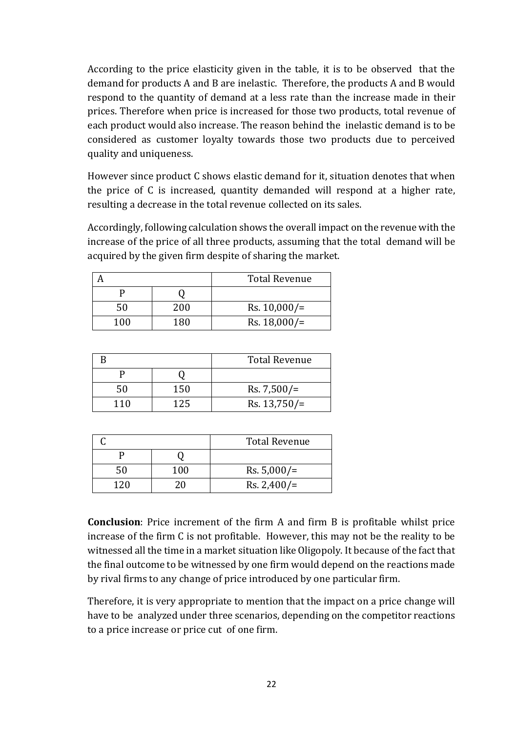According to the price elasticity given in the table, it is to be observed that the demand for products A and B are inelastic. Therefore, the products A and B would respond to the quantity of demand at a less rate than the increase made in their prices. Therefore when price is increased for those two products, total revenue of each product would also increase. The reason behind the inelastic demand is to be considered as customer loyalty towards those two products due to perceived quality and uniqueness.

However since product C shows elastic demand for it, situation denotes that when the price of C is increased, quantity demanded will respond at a higher rate, resulting a decrease in the total revenue collected on its sales.

Accordingly, following calculation shows the overall impact on the revenue with the increase of the price of all three products, assuming that the total demand will be acquired by the given firm despite of sharing the market.

| A | | Total Revenue |
|---|---|---|
| P | Q | |
| 50 | 200 | Rs. 10,000/= |
| 100 | 180 | Rs. 18,000/= |

| B | | Total Revenue |
|---|---|---|
| P | Q | |
| 50 | 150 | Rs. 7,500/= |
| 110 | 125 | Rs. 13,750/= |

| C | | Total Revenue |
|---|---|---|
| P | Q | |
| 50 | 100 | Rs. 5,000/= |
| 120 | 20 | Rs. 2,400/= |

**Conclusion**: Price increment of the firm A and firm B is profitable whilst price increase of the firm C is not profitable. However, this may not be the reality to be witnessed all the time in a market situation like Oligopoly. It because of the fact that the final outcome to be witnessed by one firm would depend on the reactions made by rival firms to any change of price introduced by one particular firm.

Therefore, it is very appropriate to mention that the impact on a price change will have to be analyzed under three scenarios, depending on the competitor reactions to a price increase or price cut of one firm.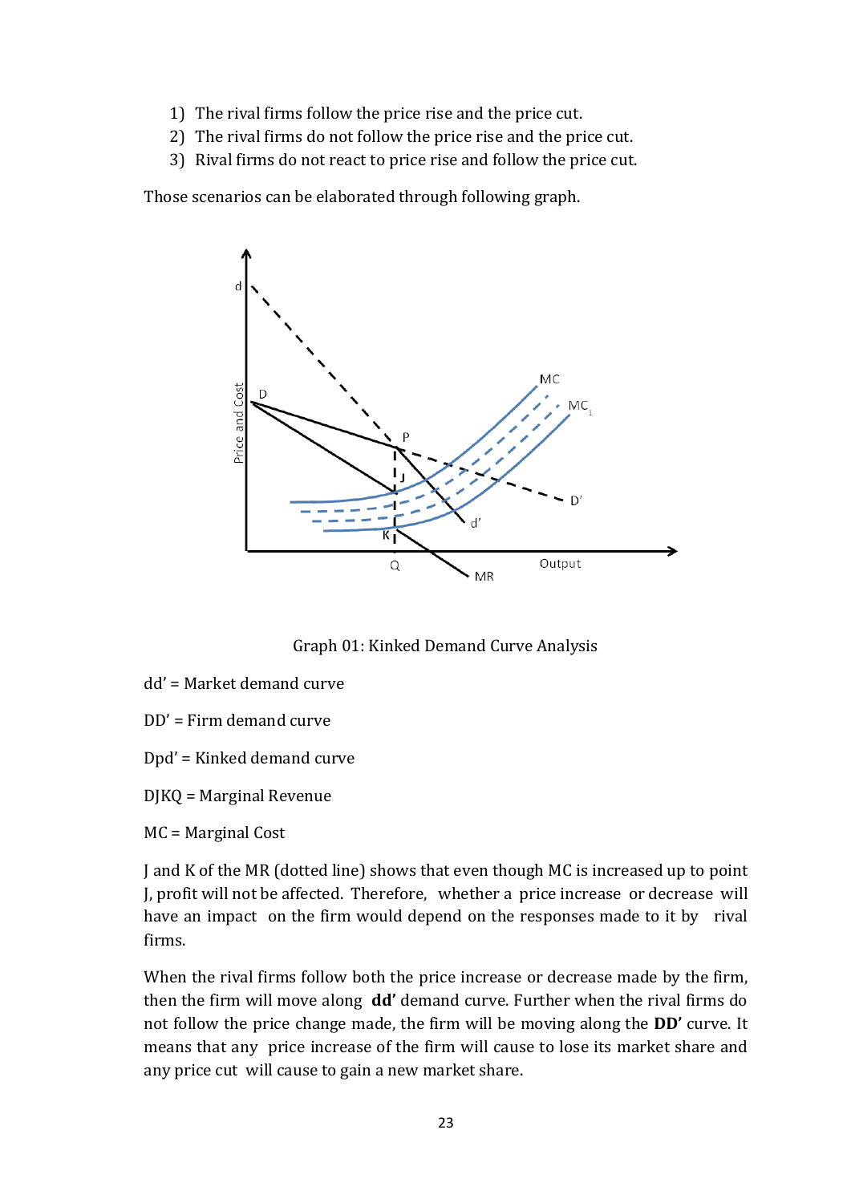1) The rival firms follow the price rise and the price cut.
2) The rival firms do not follow the price rise and the price cut.
3) Rival firms do not react to price rise and follow the price cut.

Those scenarios can be elaborated through following graph.

Graph 01: Kinked Demand Curve Analysis

dd' = Market demand curve

DD' = Firm demand curve

Dpd' = Kinked demand curve

DJKQ = Marginal Revenue

MC = Marginal Cost

J and K of the MR (dotted line) shows that even though MC is increased up to point J, profit will not be affected. Therefore, whether a price increase or decrease will have an impact on the firm would depend on the responses made to it by rival firms.

When the rival firms follow both the price increase or decrease made by the firm, then the firm will move along **dd'** demand curve. Further when the rival firms do not follow the price change made, the firm will be moving along the **DD'** curve. It means that any price increase of the firm will cause to lose its market share and any price cut will cause to gain a new market share.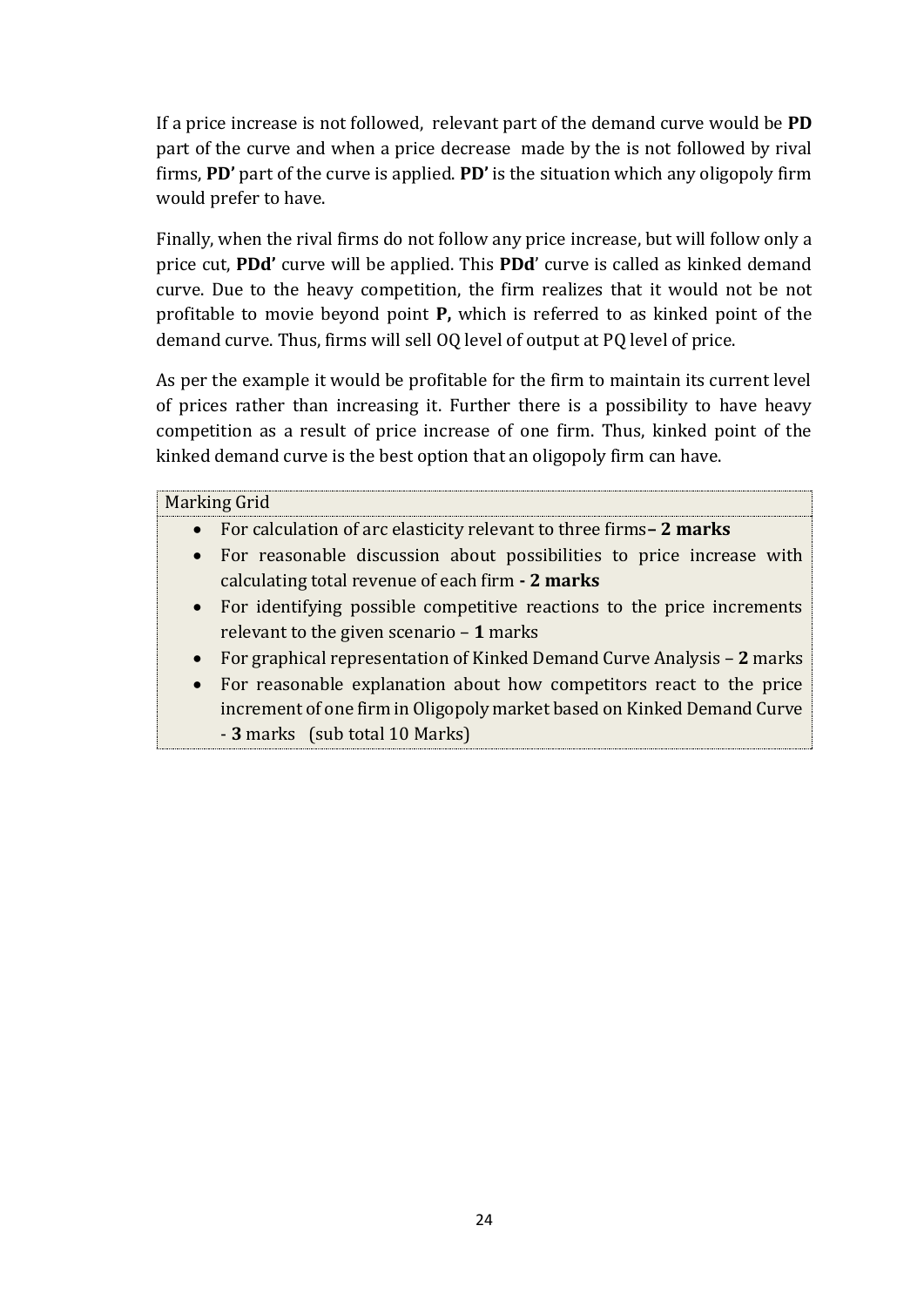If a price increase is not followed, relevant part of the demand curve would be **PD** part of the curve and when a price decrease made by the is not followed by rival firms, **PD'** part of the curve is applied. **PD'** is the situation which any oligopoly firm would prefer to have.

Finally, when the rival firms do not follow any price increase, but will follow only a price cut, **PDd'** curve will be applied. This **PDd**' curve is called as kinked demand curve. Due to the heavy competition, the firm realizes that it would not be not profitable to movie beyond point **P,** which is referred to as kinked point of the demand curve. Thus, firms will sell OQ level of output at PQ level of price.

As per the example it would be profitable for the firm to maintain its current level of prices rather than increasing it. Further there is a possibility to have heavy competition as a result of price increase of one firm. Thus, kinked point of the kinked demand curve is the best option that an oligopoly firm can have.

Marking Grid

- For calculation of arc elasticity relevant to three firms**– 2 marks**
- For reasonable discussion about possibilities to price increase with calculating total revenue of each firm **- 2 marks**
- For identifying possible competitive reactions to the price increments relevant to the given scenario – **1** marks
- For graphical representation of Kinked Demand Curve Analysis – **2** marks
- For reasonable explanation about how competitors react to the price increment of one firm in Oligopoly market based on Kinked Demand Curve - **3** marks (sub total 10 Marks)